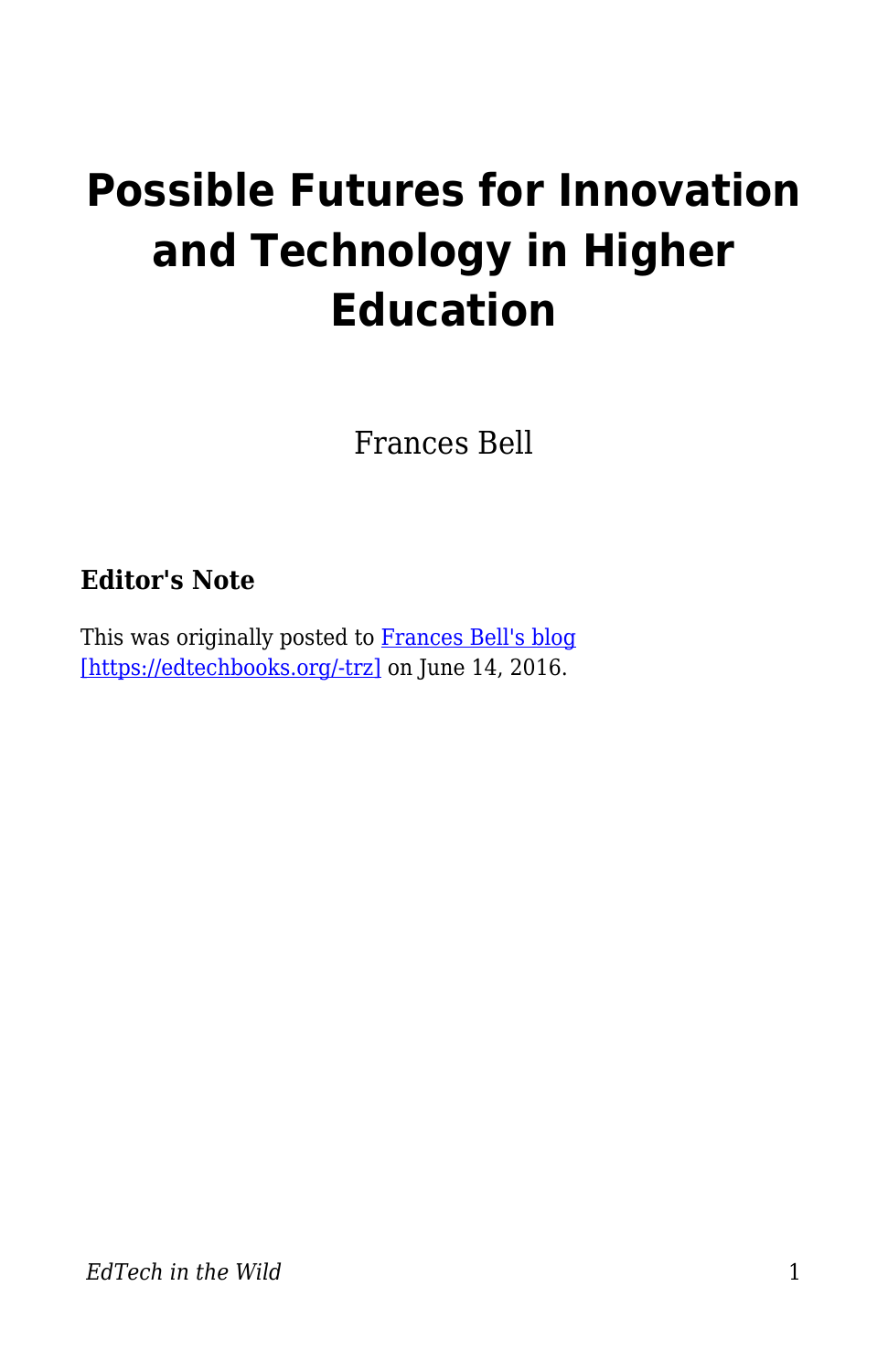# Possible Futures for Innovation and Technology in Higher Education

Frances Bell

**Editor's Note**

This was originally posted to [Frances Bell's blog](https://edtechbooks.org/-trz) [https://edtechbooks.org/-trz] on June 14, 2016.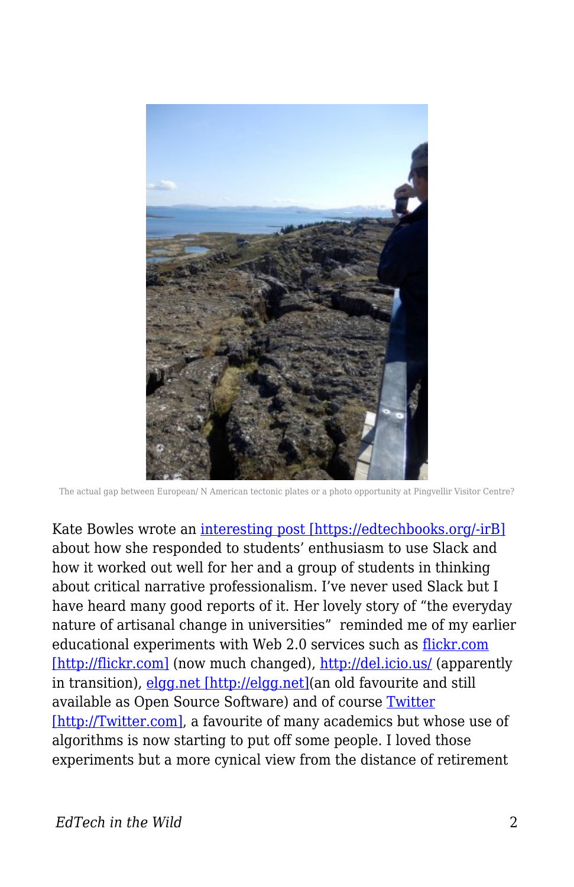The actual gap between European/ N American tectonic plates or a photo opportunity at Þingvellir Visitor Centre?

Kate Bowles wrote an [interesting post [https://edtechbooks.org/-irB]](https://edtechbooks.org/-irB) about how she responded to students' enthusiasm to use Slack and how it worked out well for her and a group of students in thinking about critical narrative professionalism. I've never used Slack but I have heard many good reports of it. Her lovely story of "the everyday nature of artisanal change in universities" reminded me of my earlier educational experiments with Web 2.0 services such as [flickr.com [http://flickr.com]](http://flickr.com) (now much changed), [http://del.icio.us/](http://del.icio.us/) (apparently in transition), [elgg.net [http://elgg.net]](http://elgg.net)(an old favourite and still available as Open Source Software) and of course [Twitter [http://Twitter.com]](http://Twitter.com), a favourite of many academics but whose use of algorithms is now starting to put off some people. I loved those experiments but a more cynical view from the distance of retirement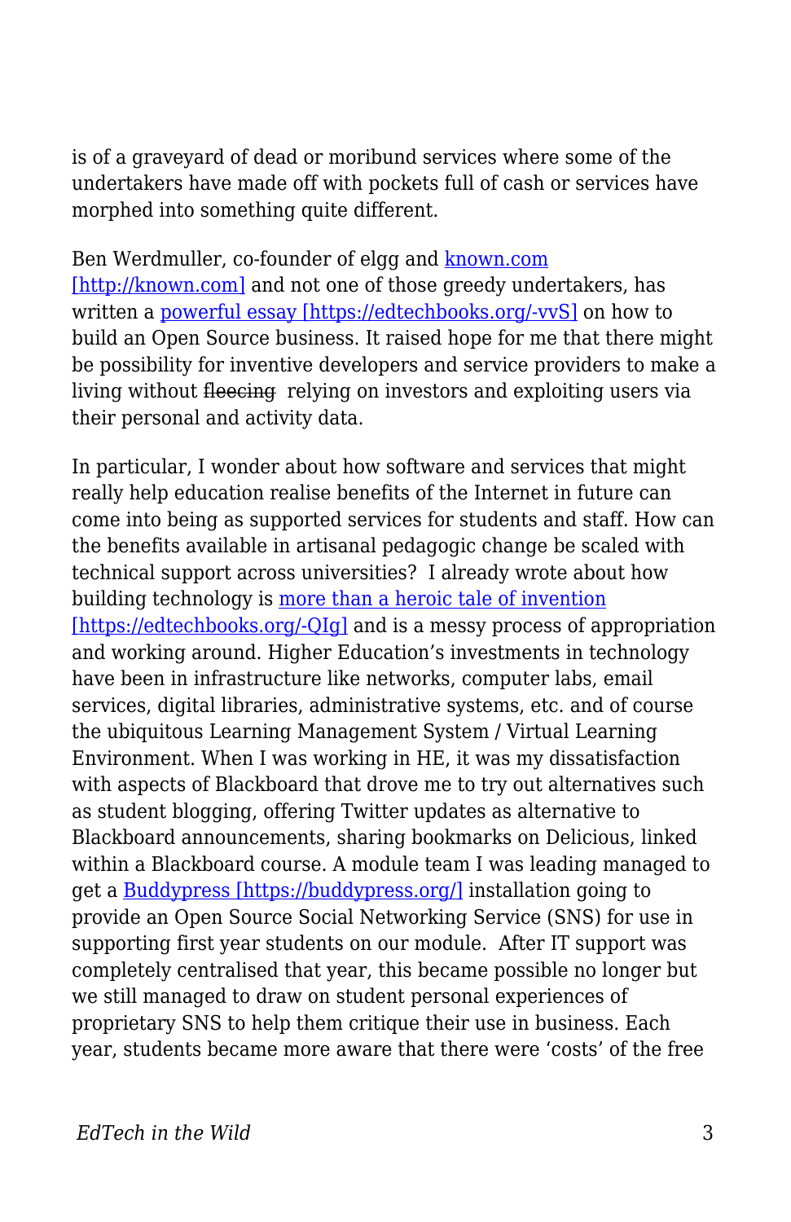is of a graveyard of dead or moribund services where some of the undertakers have made off with pockets full of cash or services have morphed into something quite different.

Ben Werdmuller, co-founder of elgg and [known.com [http://known.com]](http://known.com) and not one of those greedy undertakers, has written a [powerful essay [https://edtechbooks.org/-vvS]](https://edtechbooks.org/-vvS) on how to build an Open Source business. It raised hope for me that there might be possibility for inventive developers and service providers to make a living without ~~fleecing~~ relying on investors and exploiting users via their personal and activity data.

In particular, I wonder about how software and services that might really help education realise benefits of the Internet in future can come into being as supported services for students and staff. How can the benefits available in artisanal pedagogic change be scaled with technical support across universities? I already wrote about how building technology is [more than a heroic tale of invention [https://edtechbooks.org/-QIg]](https://edtechbooks.org/-QIg) and is a messy process of appropriation and working around. Higher Education's investments in technology have been in infrastructure like networks, computer labs, email services, digital libraries, administrative systems, etc. and of course the ubiquitous Learning Management System / Virtual Learning Environment. When I was working in HE, it was my dissatisfaction with aspects of Blackboard that drove me to try out alternatives such as student blogging, offering Twitter updates as alternative to Blackboard announcements, sharing bookmarks on Delicious, linked within a Blackboard course. A module team I was leading managed to get a [Buddypress [https://buddypress.org/]](https://buddypress.org/) installation going to provide an Open Source Social Networking Service (SNS) for use in supporting first year students on our module. After IT support was completely centralised that year, this became possible no longer but we still managed to draw on student personal experiences of proprietary SNS to help them critique their use in business. Each year, students became more aware that there were 'costs' of the free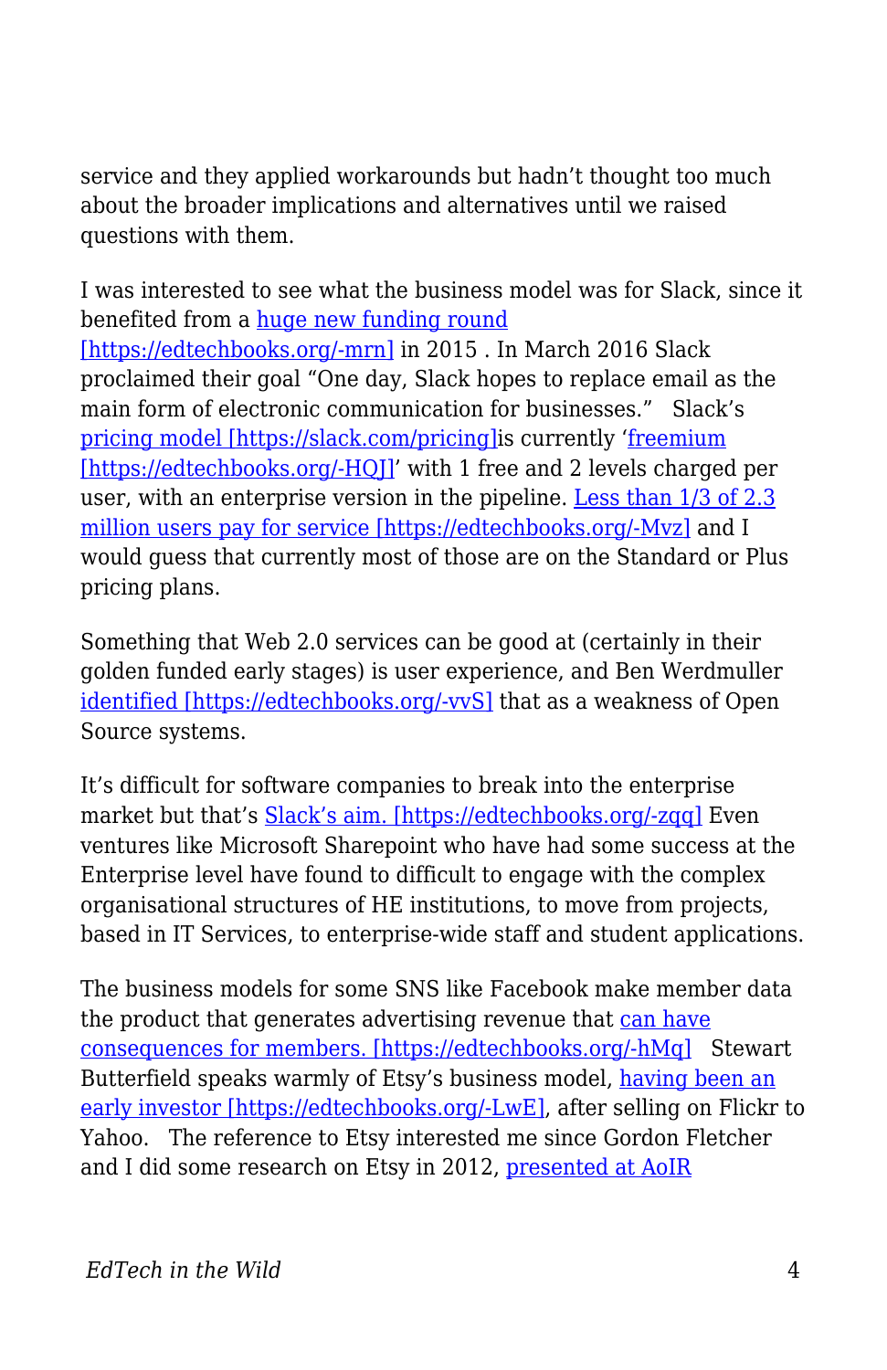service and they applied workarounds but hadn't thought too much about the broader implications and alternatives until we raised questions with them.

I was interested to see what the business model was for Slack, since it benefited from a huge new funding round [https://edtechbooks.org/-mrn] in 2015 . In March 2016 Slack proclaimed their goal "One day, Slack hopes to replace email as the main form of electronic communication for businesses."  Slack's pricing model [https://slack.com/pricing]is currently 'freemium [https://edtechbooks.org/-HQJ]' with 1 free and 2 levels charged per user, with an enterprise version in the pipeline. Less than 1/3 of 2.3 million users pay for service [https://edtechbooks.org/-Mvz] and I would guess that currently most of those are on the Standard or Plus pricing plans.

Something that Web 2.0 services can be good at (certainly in their golden funded early stages) is user experience, and Ben Werdmuller identified [https://edtechbooks.org/-vvS] that as a weakness of Open Source systems.

It's difficult for software companies to break into the enterprise market but that's Slack's aim. [https://edtechbooks.org/-zqq] Even ventures like Microsoft Sharepoint who have had some success at the Enterprise level have found to difficult to engage with the complex organisational structures of HE institutions, to move from projects, based in IT Services, to enterprise-wide staff and student applications.

The business models for some SNS like Facebook make member data the product that generates advertising revenue that can have consequences for members. [https://edtechbooks.org/-hMq]  Stewart Butterfield speaks warmly of Etsy's business model, having been an early investor [https://edtechbooks.org/-LwE], after selling on Flickr to Yahoo.  The reference to Etsy interested me since Gordon Fletcher and I did some research on Etsy in 2012, presented at AoIR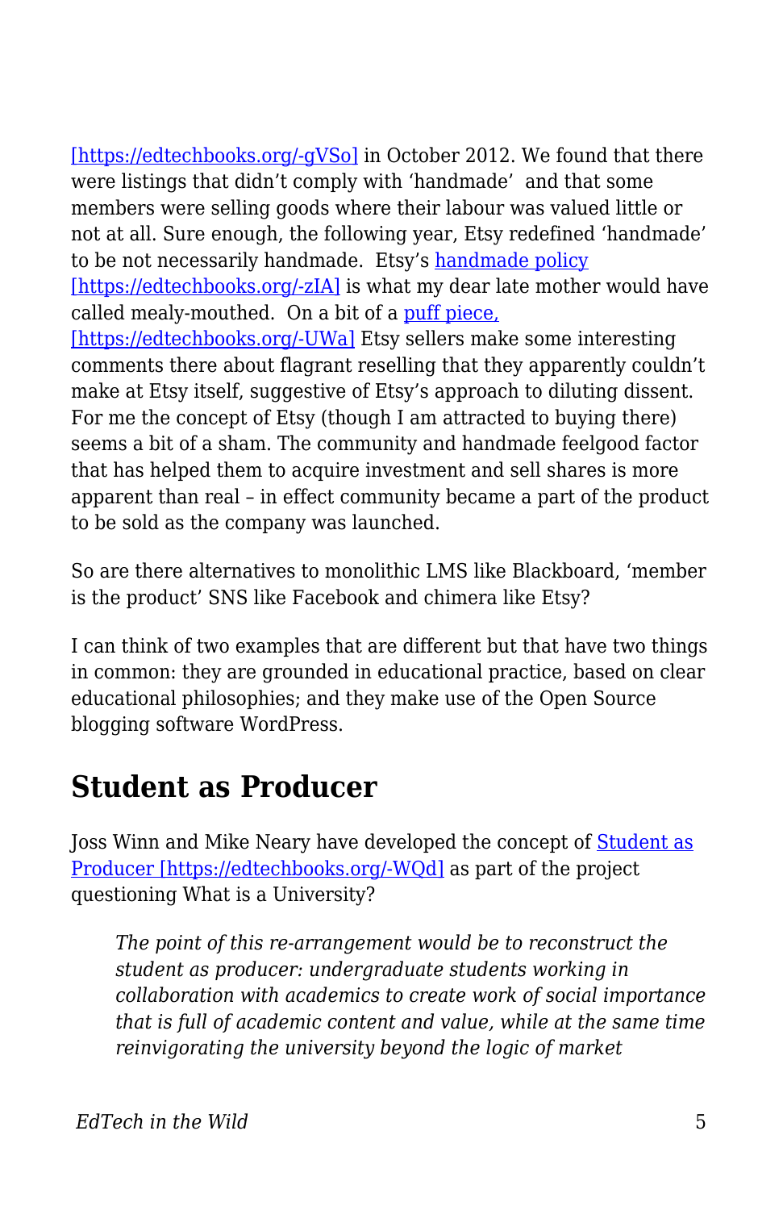[https://edtechbooks.org/-gVSo] in October 2012. We found that there were listings that didn't comply with 'handmade' and that some members were selling goods where their labour was valued little or not at all. Sure enough, the following year, Etsy redefined 'handmade' to be not necessarily handmade. Etsy's handmade policy [https://edtechbooks.org/-zIA] is what my dear late mother would have called mealy-mouthed. On a bit of a puff piece, [https://edtechbooks.org/-UWa] Etsy sellers make some interesting comments there about flagrant reselling that they apparently couldn't make at Etsy itself, suggestive of Etsy's approach to diluting dissent. For me the concept of Etsy (though I am attracted to buying there) seems a bit of a sham. The community and handmade feelgood factor that has helped them to acquire investment and sell shares is more apparent than real – in effect community became a part of the product to be sold as the company was launched.

So are there alternatives to monolithic LMS like Blackboard, 'member is the product' SNS like Facebook and chimera like Etsy?

I can think of two examples that are different but that have two things in common: they are grounded in educational practice, based on clear educational philosophies; and they make use of the Open Source blogging software WordPress.

## Student as Producer

Joss Winn and Mike Neary have developed the concept of Student as Producer [https://edtechbooks.org/-WQd] as part of the project questioning What is a University?

> *The point of this re-arrangement would be to reconstruct the student as producer: undergraduate students working in collaboration with academics to create work of social importance that is full of academic content and value, while at the same time reinvigorating the university beyond the logic of market*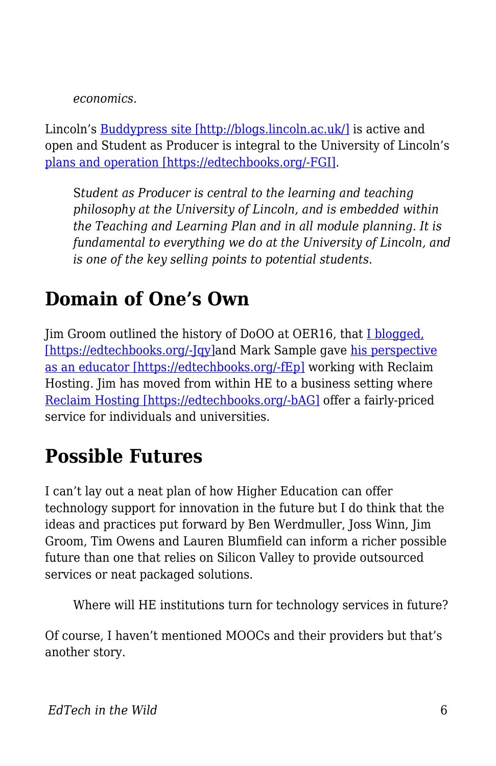*economics.*

Lincoln's [Buddypress site [http://blogs.lincoln.ac.uk/]](http://blogs.lincoln.ac.uk/) is active and open and Student as Producer is integral to the University of Lincoln's [plans and operation [https://edtechbooks.org/-FGI]](https://edtechbooks.org/-FGI).

> *Student as Producer is central to the learning and teaching philosophy at the University of Lincoln, and is embedded within the Teaching and Learning Plan and in all module planning. It is fundamental to everything we do at the University of Lincoln, and is one of the key selling points to potential students.*

## Domain of One's Own

Jim Groom outlined the history of DoOO at OER16, that [I blogged, [https://edtechbooks.org/-Jqy]](https://edtechbooks.org/-Jqy)and Mark Sample gave [his perspective as an educator [https://edtechbooks.org/-fEp]](https://edtechbooks.org/-fEp) working with Reclaim Hosting. Jim has moved from within HE to a business setting where [Reclaim Hosting [https://edtechbooks.org/-bAG]](https://edtechbooks.org/-bAG) offer a fairly-priced service for individuals and universities.

## Possible Futures

I can't lay out a neat plan of how Higher Education can offer technology support for innovation in the future but I do think that the ideas and practices put forward by Ben Werdmuller, Joss Winn, Jim Groom, Tim Owens and Lauren Blumfield can inform a richer possible future than one that relies on Silicon Valley to provide outsourced services or neat packaged solutions.

> Where will HE institutions turn for technology services in future?

Of course, I haven't mentioned MOOCs and their providers but that's another story.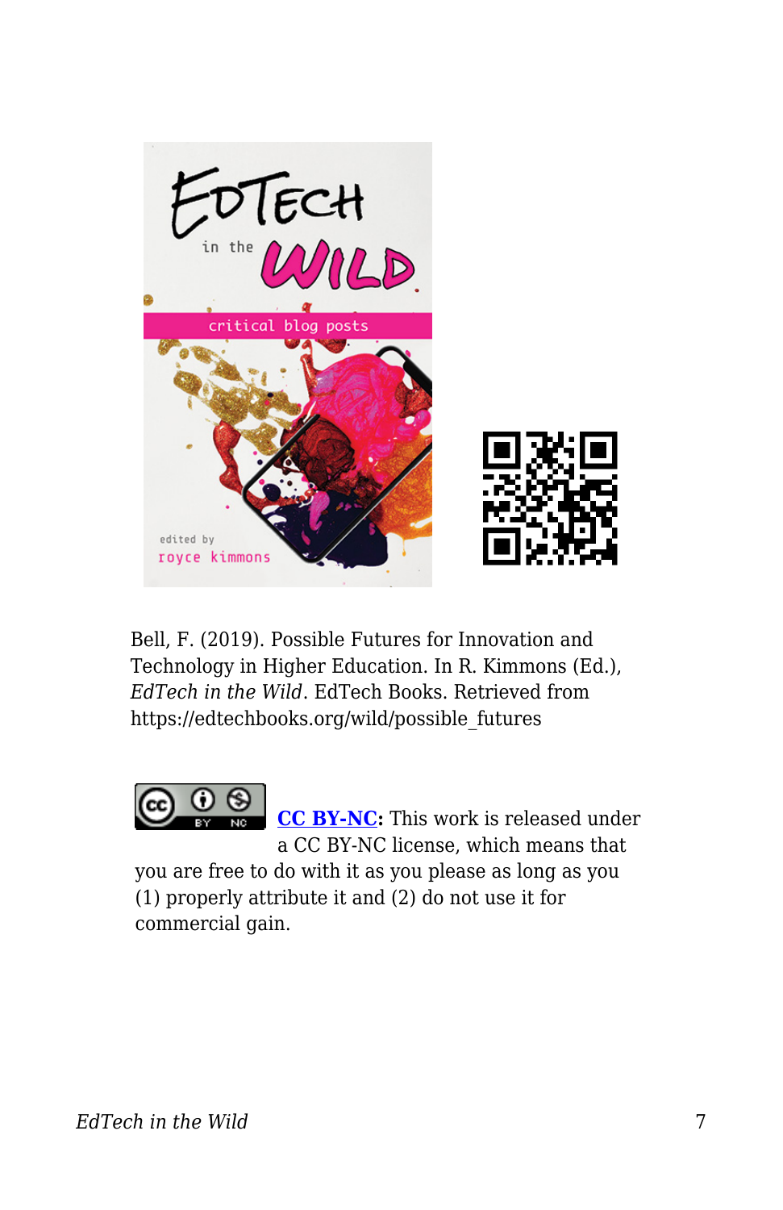Bell, F. (2019). Possible Futures for Innovation and Technology in Higher Education. In R. Kimmons (Ed.), *EdTech in the Wild*. EdTech Books. Retrieved from https://edtechbooks.org/wild/possible_futures

**CC BY-NC:** This work is released under a CC BY-NC license, which means that you are free to do with it as you please as long as you (1) properly attribute it and (2) do not use it for commercial gain.